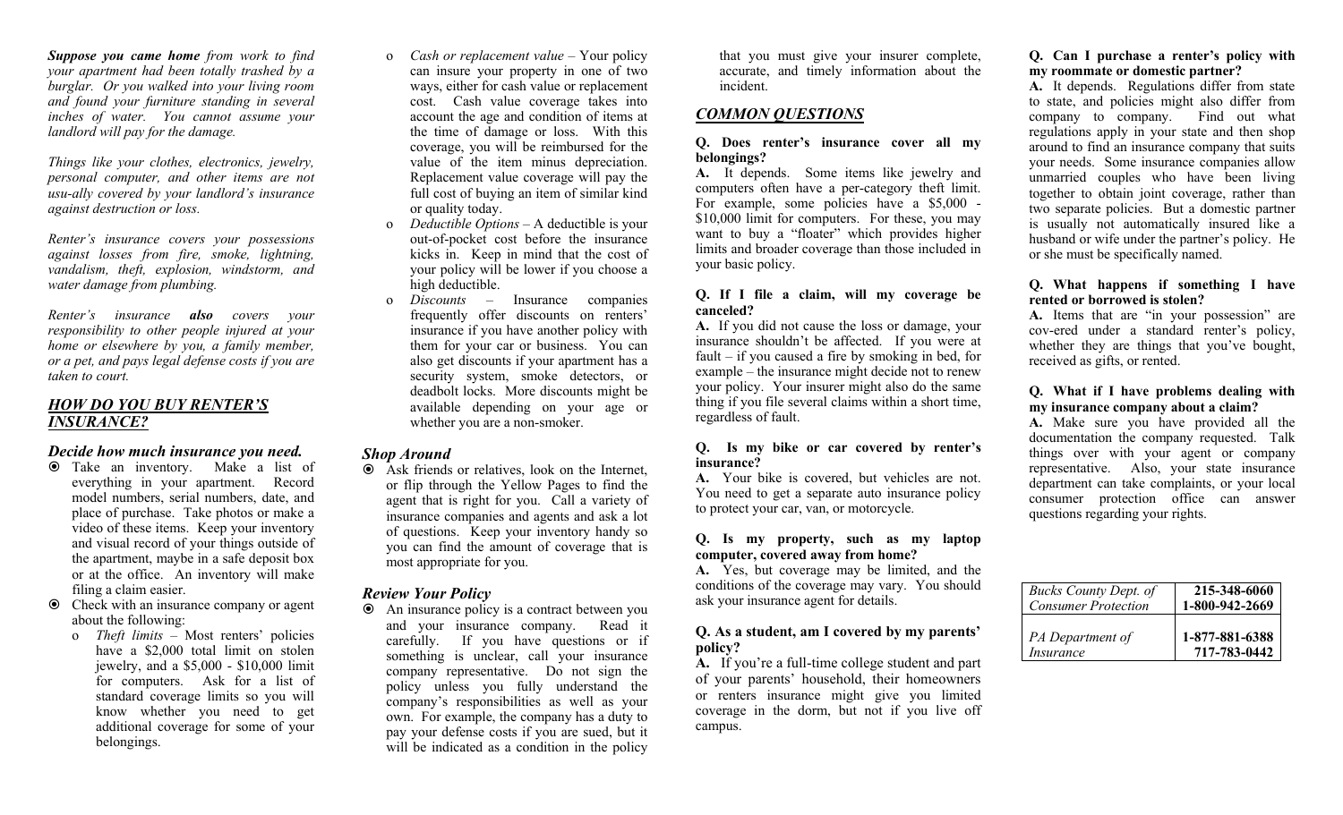***Suppose you came home*** *from work to find your apartment had been totally trashed by a burglar. Or you walked into your living room and found your furniture standing in several inches of water. You cannot assume your landlord will pay for the damage.*

*Things like your clothes, electronics, jewelry, personal computer, and other items are not usu-ally covered by your landlord's insurance against destruction or loss.*

*Renter's insurance covers your possessions against losses from fire, smoke, lightning, vandalism, theft, explosion, windstorm, and water damage from plumbing.*

*Renter's insurance* ***also*** *covers your responsibility to other people injured at your home or elsewhere by you, a family member, or a pet, and pays legal defense costs if you are taken to court.*

## *HOW DO YOU BUY RENTER'S INSURANCE?*

### *Decide how much insurance you need.*

- Take an inventory. Make a list of everything in your apartment. Record model numbers, serial numbers, date, and place of purchase. Take photos or make a video of these items. Keep your inventory and visual record of your things outside of the apartment, maybe in a safe deposit box or at the office. An inventory will make filing a claim easier.
- Check with an insurance company or agent about the following:
  - *Theft limits* – Most renters' policies have a $2,000 total limit on stolen jewelry, and a $5,000 - $10,000 limit for computers. Ask for a list of standard coverage limits so you will know whether you need to get additional coverage for some of your belongings.
  - *Cash or replacement value* – Your policy can insure your property in one of two ways, either for cash value or replacement cost. Cash value coverage takes into account the age and condition of items at the time of damage or loss. With this coverage, you will be reimbursed for the value of the item minus depreciation. Replacement value coverage will pay the full cost of buying an item of similar kind or quality today.
  - *Deductible Options* – A deductible is your out-of-pocket cost before the insurance kicks in. Keep in mind that the cost of your policy will be lower if you choose a high deductible.
  - *Discounts* – Insurance companies frequently offer discounts on renters' insurance if you have another policy with them for your car or business. You can also get discounts if your apartment has a security system, smoke detectors, or deadbolt locks. More discounts might be available depending on your age or whether you are a non-smoker.

### *Shop Around*

- Ask friends or relatives, look on the Internet, or flip through the Yellow Pages to find the agent that is right for you. Call a variety of insurance companies and agents and ask a lot of questions. Keep your inventory handy so you can find the amount of coverage that is most appropriate for you.

### *Review Your Policy*

- An insurance policy is a contract between you and your insurance company. Read it carefully. If you have questions or if something is unclear, call your insurance company representative. Do not sign the policy unless you fully understand the company's responsibilities as well as your own. For example, the company has a duty to pay your defense costs if you are sued, but it will be indicated as a condition in the policy that you must give your insurer complete, accurate, and timely information about the incident.

## *COMMON QUESTIONS*

**Q. Does renter's insurance cover all my belongings?**

**A.** It depends. Some items like jewelry and computers often have a per-category theft limit. For example, some policies have a $5,000 - $10,000 limit for computers. For these, you may want to buy a "floater" which provides higher limits and broader coverage than those included in your basic policy.

**Q. If I file a claim, will my coverage be canceled?**

**A.** If you did not cause the loss or damage, your insurance shouldn't be affected. If you were at fault – if you caused a fire by smoking in bed, for example – the insurance might decide not to renew your policy. Your insurer might also do the same thing if you file several claims within a short time, regardless of fault.

**Q. Is my bike or car covered by renter's insurance?**

**A.** Your bike is covered, but vehicles are not. You need to get a separate auto insurance policy to protect your car, van, or motorcycle.

**Q. Is my property, such as my laptop computer, covered away from home?**

**A.** Yes, but coverage may be limited, and the conditions of the coverage may vary. You should ask your insurance agent for details.

**Q. As a student, am I covered by my parents' policy?**

**A.** If you're a full-time college student and part of your parents' household, their homeowners or renters insurance might give you limited coverage in the dorm, but not if you live off campus.

**Q. Can I purchase a renter's policy with my roommate or domestic partner?**

**A.** It depends. Regulations differ from state to state, and policies might also differ from company to company. Find out what regulations apply in your state and then shop around to find an insurance company that suits your needs. Some insurance companies allow unmarried couples who have been living together to obtain joint coverage, rather than two separate policies. But a domestic partner is usually not automatically insured like a husband or wife under the partner's policy. He or she must be specifically named.

**Q. What happens if something I have rented or borrowed is stolen?**

**A.** Items that are "in your possession" are cov-ered under a standard renter's policy, whether they are things that you've bought, received as gifts, or rented.

**Q. What if I have problems dealing with my insurance company about a claim?**

**A.** Make sure you have provided all the documentation the company requested. Talk things over with your agent or company representative. Also, your state insurance department can take complaints, or your local consumer protection office can answer questions regarding your rights.

| | |
|---|---|
| *Bucks County Dept. of Consumer Protection* | **215-348-6060**<br>**1-800-942-2669** |
| *PA Department of Insurance* | **1-877-881-6388**<br>**717-783-0442** |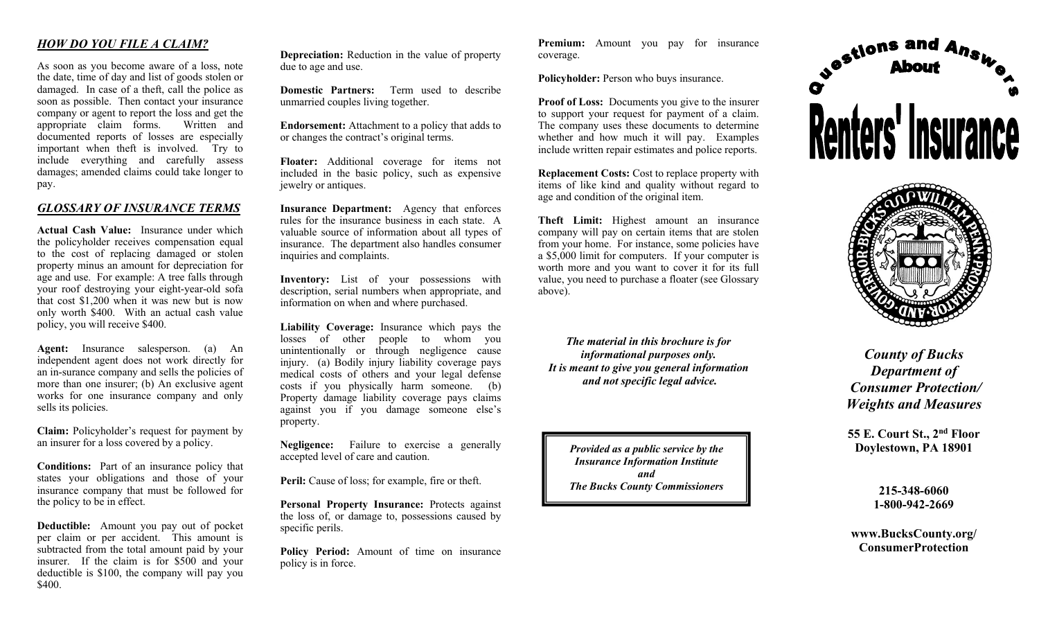## *HOW DO YOU FILE A CLAIM?*

As soon as you become aware of a loss, note the date, time of day and list of goods stolen or damaged. In case of a theft, call the police as soon as possible. Then contact your insurance company or agent to report the loss and get the appropriate claim forms. Written and documented reports of losses are especially important when theft is involved. Try to include everything and carefully assess damages; amended claims could take longer to pay.

## *GLOSSARY OF INSURANCE TERMS*

**Actual Cash Value:** Insurance under which the policyholder receives compensation equal to the cost of replacing damaged or stolen property minus an amount for depreciation for age and use. For example: A tree falls through your roof destroying your eight-year-old sofa that cost $1,200 when it was new but is now only worth $400. With an actual cash value policy, you will receive $400.

**Agent:** Insurance salesperson. (a) An independent agent does not work directly for an in-surance company and sells the policies of more than one insurer; (b) An exclusive agent works for one insurance company and only sells its policies.

**Claim:** Policyholder's request for payment by an insurer for a loss covered by a policy.

**Conditions:** Part of an insurance policy that states your obligations and those of your insurance company that must be followed for the policy to be in effect.

**Deductible:** Amount you pay out of pocket per claim or per accident. This amount is subtracted from the total amount paid by your insurer. If the claim is for $500 and your deductible is $100, the company will pay you $400.

**Depreciation:** Reduction in the value of property due to age and use.

**Domestic Partners:** Term used to describe unmarried couples living together.

**Endorsement:** Attachment to a policy that adds to or changes the contract's original terms.

**Floater:** Additional coverage for items not included in the basic policy, such as expensive jewelry or antiques.

**Insurance Department:** Agency that enforces rules for the insurance business in each state. A valuable source of information about all types of insurance. The department also handles consumer inquiries and complaints.

**Inventory:** List of your possessions with description, serial numbers when appropriate, and information on when and where purchased.

**Liability Coverage:** Insurance which pays the losses of other people to whom you unintentionally or through negligence cause injury. (a) Bodily injury liability coverage pays medical costs of others and your legal defense costs if you physically harm someone. (b) Property damage liability coverage pays claims against you if you damage someone else's property.

**Negligence:** Failure to exercise a generally accepted level of care and caution.

**Peril:** Cause of loss; for example, fire or theft.

**Personal Property Insurance:** Protects against the loss of, or damage to, possessions caused by specific perils.

**Policy Period:** Amount of time on insurance policy is in force.

**Premium:** Amount you pay for insurance coverage.

**Policyholder:** Person who buys insurance.

**Proof of Loss:** Documents you give to the insurer to support your request for payment of a claim. The company uses these documents to determine whether and how much it will pay. Examples include written repair estimates and police reports.

**Replacement Costs:** Cost to replace property with items of like kind and quality without regard to age and condition of the original item.

**Theft Limit:** Highest amount an insurance company will pay on certain items that are stolen from your home. For instance, some policies have a $5,000 limit for computers. If your computer is worth more and you want to cover it for its full value, you need to purchase a floater (see Glossary above).

***The material in this brochure is for informational purposes only. It is meant to give you general information and not specific legal advice.***

***Provided as a public service by the Insurance Information Institute and The Bucks County Commissioners***

# Questions and Answers About Renters' Insurance

***County of Bucks Department of Consumer Protection/ Weights and Measures***

**55 E. Court St., 2nd Floor**
**Doylestown, PA 18901**

**215-348-6060**
**1-800-942-2669**

**www.BucksCounty.org/ ConsumerProtection**